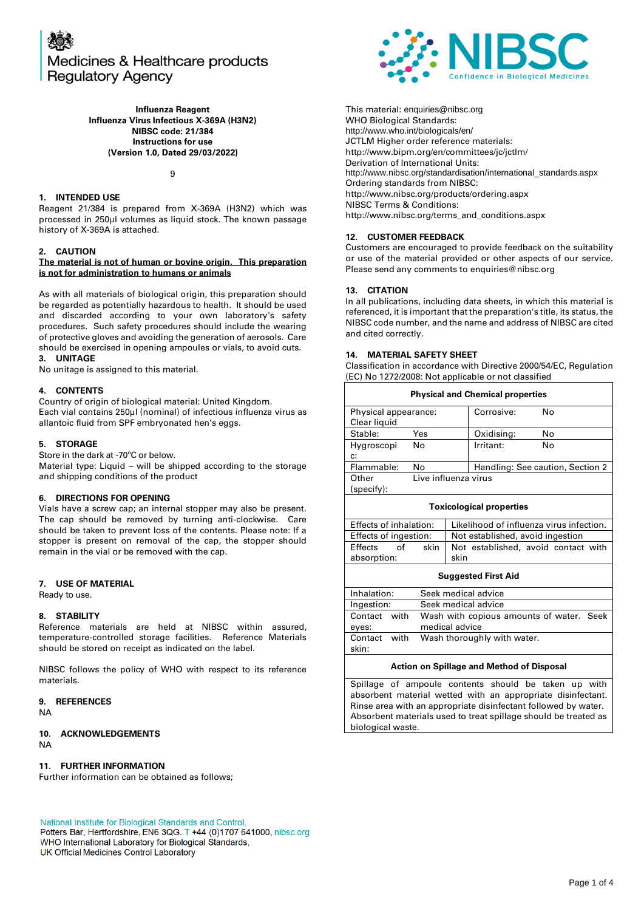Medicines & Healthcare products Regulatory Agency

NIBSC Confidence in Biological Medicines

**Influenza Reagent**
**Influenza Virus Infectious X-369A (H3N2)**
**NIBSC code: 21/384**
**Instructions for use**
**(Version 1.0, Dated 29/03/2022)**

9

## 1. INTENDED USE

Reagent 21/384 is prepared from X-369A (H3N2) which was processed in 250µl volumes as liquid stock. The known passage history of X-369A is attached.

## 2. CAUTION

**The material is not of human or bovine origin. This preparation is not for administration to humans or animals**

As with all materials of biological origin, this preparation should be regarded as potentially hazardous to health. It should be used and discarded according to your own laboratory's safety procedures. Such safety procedures should include the wearing of protective gloves and avoiding the generation of aerosols. Care should be exercised in opening ampoules or vials, to avoid cuts.

## 3. UNITAGE

No unitage is assigned to this material.

## 4. CONTENTS

Country of origin of biological material: United Kingdom.
Each vial contains 250µl (nominal) of infectious influenza virus as allantoic fluid from SPF embryonated hen's eggs.

## 5. STORAGE

Store in the dark at -70ºC or below.
Material type: Liquid – will be shipped according to the storage and shipping conditions of the product

## 6. DIRECTIONS FOR OPENING

Vials have a screw cap; an internal stopper may also be present. The cap should be removed by turning anti-clockwise. Care should be taken to prevent loss of the contents. Please note: If a stopper is present on removal of the cap, the stopper should remain in the vial or be removed with the cap.

## 7. USE OF MATERIAL

Ready to use.

## 8. STABILITY

Reference materials are held at NIBSC within assured, temperature-controlled storage facilities. Reference Materials should be stored on receipt as indicated on the label.

NIBSC follows the policy of WHO with respect to its reference materials.

## 9. REFERENCES

NA

## 10. ACKNOWLEDGEMENTS

NA

## 11. FURTHER INFORMATION

Further information can be obtained as follows;

This material: enquiries@nibsc.org
WHO Biological Standards:
http://www.who.int/biologicals/en/
JCTLM Higher order reference materials:
http://www.bipm.org/en/committees/jc/jctlm/
Derivation of International Units:
http://www.nibsc.org/standardisation/international_standards.aspx
Ordering standards from NIBSC:
http://www.nibsc.org/products/ordering.aspx
NIBSC Terms & Conditions:
http://www.nibsc.org/terms_and_conditions.aspx

## 12. CUSTOMER FEEDBACK

Customers are encouraged to provide feedback on the suitability or use of the material provided or other aspects of our service. Please send any comments to enquiries@nibsc.org

## 13. CITATION

In all publications, including data sheets, in which this material is referenced, it is important that the preparation's title, its status, the NIBSC code number, and the name and address of NIBSC are cited and cited correctly.

## 14. MATERIAL SAFETY SHEET

Classification in accordance with Directive 2000/54/EC, Regulation (EC) No 1272/2008: Not applicable or not classified

| **Physical and Chemical properties** | | | |
|---|---|---|---|
| Physical appearance: Clear liquid | | Corrosive: | No |
| Stable: | Yes | Oxidising: | No |
| Hygroscopic: | No | Irritant: | No |
| Flammable: | No | Handling: See caution, Section 2 | |
| Other (specify): | Live influenza virus | | |

| **Toxicological properties** | |
|---|---|
| Effects of inhalation: | Likelihood of influenza virus infection. |
| Effects of ingestion: | Not established, avoid ingestion |
| Effects of skin absorption: | Not established, avoid contact with skin |

| **Suggested First Aid** | |
|---|---|
| Inhalation: | Seek medical advice |
| Ingestion: | Seek medical advice |
| Contact with eyes: | Wash with copious amounts of water. Seek medical advice |
| Contact with skin: | Wash thoroughly with water. |

| **Action on Spillage and Method of Disposal** |
|---|
| Spillage of ampoule contents should be taken up with absorbent material wetted with an appropriate disinfectant. Rinse area with an appropriate disinfectant followed by water. Absorbent materials used to treat spillage should be treated as biological waste. |

National Institute for Biological Standards and Control,
Potters Bar, Hertfordshire, EN6 3QG. T +44 (0)1707 641000, nibsc.org
WHO International Laboratory for Biological Standards,
UK Official Medicines Control Laboratory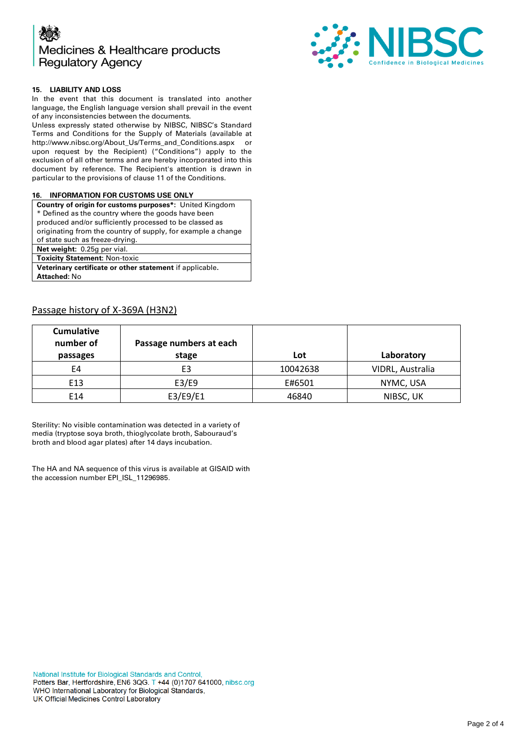### 15. LIABILITY AND LOSS

In the event that this document is translated into another language, the English language version shall prevail in the event of any inconsistencies between the documents.

Unless expressly stated otherwise by NIBSC, NIBSC's Standard Terms and Conditions for the Supply of Materials (available at http://www.nibsc.org/About_Us/Terms_and_Conditions.aspx or upon request by the Recipient) ("Conditions") apply to the exclusion of all other terms and are hereby incorporated into this document by reference. The Recipient's attention is drawn in particular to the provisions of clause 11 of the Conditions.

### 16. INFORMATION FOR CUSTOMS USE ONLY

| |
|---|
| **Country of origin for customs purposes*:** United Kingdom<br>* Defined as the country where the goods have been produced and/or sufficiently processed to be classed as originating from the country of supply, for example a change of state such as freeze-drying. |
| **Net weight:** 0.25g per vial. |
| **Toxicity Statement:** Non-toxic |
| **Veterinary certificate or other statement** if applicable.<br>**Attached:** No |

## Passage history of X-369A (H3N2)

| Cumulative number of passages | Passage numbers at each stage | Lot | Laboratory |
|---|---|---|---|
| E4 | E3 | 10042638 | VIDRL, Australia |
| E13 | E3/E9 | E#6501 | NYMC, USA |
| E14 | E3/E9/E1 | 46840 | NIBSC, UK |

Sterility: No visible contamination was detected in a variety of media (tryptose soya broth, thioglycolate broth, Sabouraud's broth and blood agar plates) after 14 days incubation.

The HA and NA sequence of this virus is available at GISAID with the accession number EPI_ISL_11296985.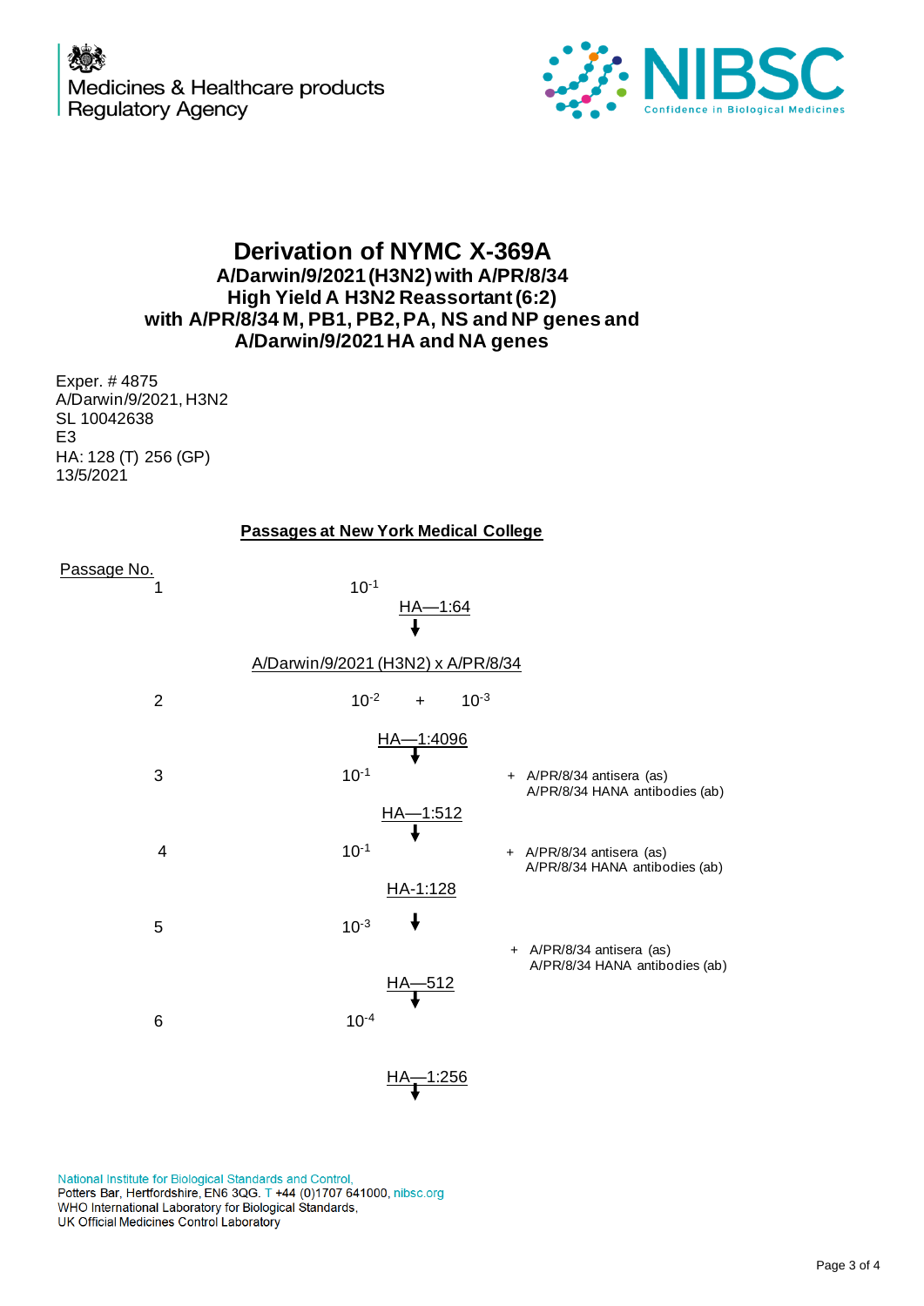Medicines & Healthcare products Regulatory Agency

NIBSC — Confidence in Biological Medicines

# Derivation of NYMC X-369A

## A/Darwin/9/2021 (H3N2) with A/PR/8/34 High Yield A H3N2 Reassortant (6:2) with A/PR/8/34 M, PB1, PB2, PA, NS and NP genes and A/Darwin/9/2021 HA and NA genes

Exper. # 4875
A/Darwin/9/2021, H3N2
SL 10042638
E3
HA: 128 (T) 256 (GP)
13/5/2021

**Passages at New York Medical College**

Passage No.

1 — $10^{-1}$

HA—1:64

↓

A/Darwin/9/2021 (H3N2) x A/PR/8/34

2 — $10^{-2}$ + $10^{-3}$

HA—1:4096

↓

3 — $10^{-1}$ + A/PR/8/34 antisera (as) A/PR/8/34 HANA antibodies (ab)

HA—1:512

↓

4 — $10^{-1}$ + A/PR/8/34 antisera (as) A/PR/8/34 HANA antibodies (ab)

HA-1:128

↓

5 — $10^{-3}$ + A/PR/8/34 antisera (as) A/PR/8/34 HANA antibodies (ab)

HA—512

↓

6 — $10^{-4}$

HA—1:256

↓

National Institute for Biological Standards and Control,
Potters Bar, Hertfordshire, EN6 3QG. T +44 (0)1707 641000, nibsc.org
WHO International Laboratory for Biological Standards,
UK Official Medicines Control Laboratory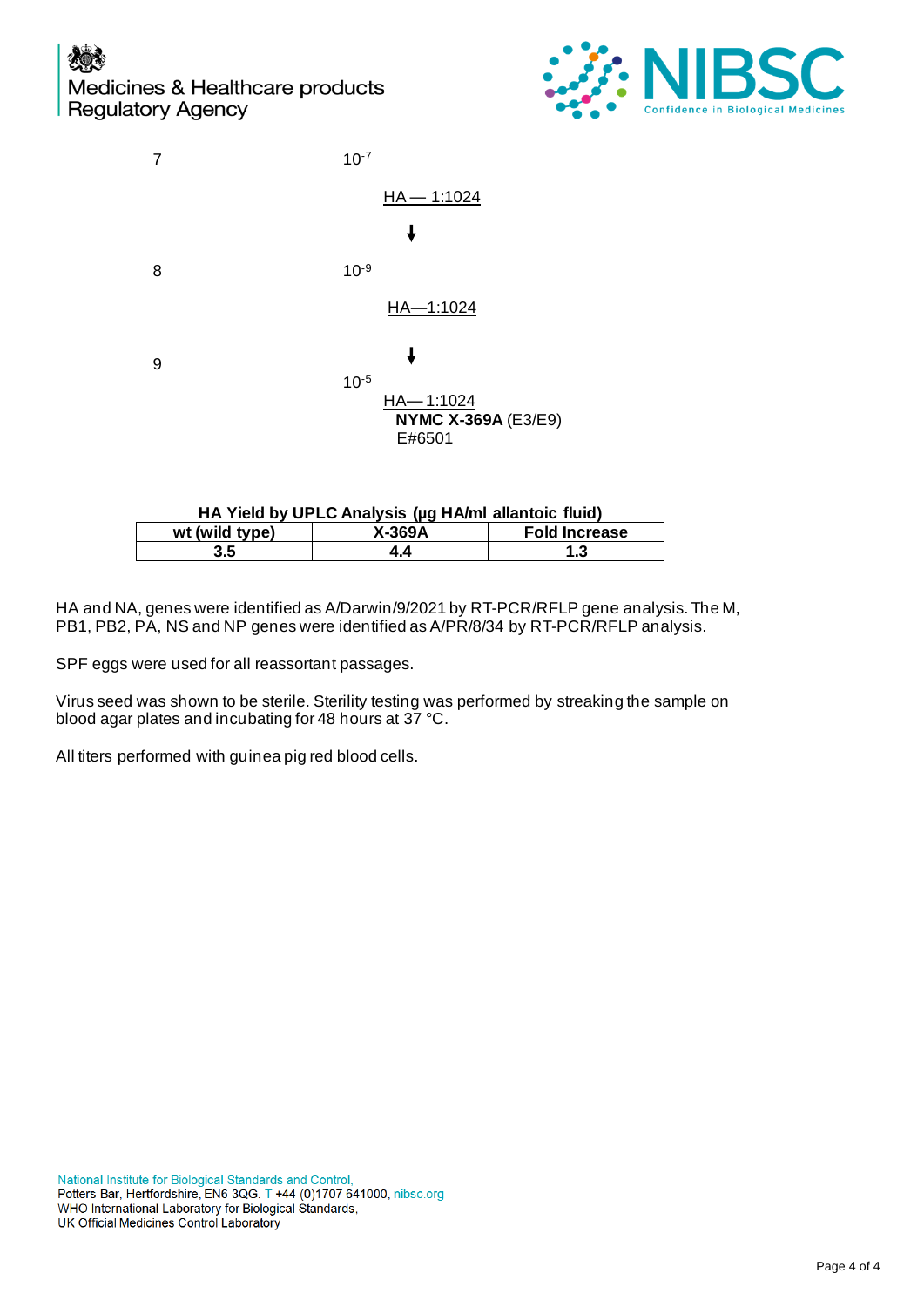7 $10^{-7}$

HA — 1:1024

↓

8 $10^{-9}$

HA—1:1024

↓

9 $10^{-5}$

HA— 1:1024

**NYMC X-369A** (E3/E9)

E#6501

**HA Yield by UPLC Analysis (µg HA/ml allantoic fluid)**

| wt (wild type) | X-369A | Fold Increase |
|---|---|---|
| **3.5** | **4.4** | **1.3** |

HA and NA, genes were identified as A/Darwin/9/2021 by RT-PCR/RFLP gene analysis. The M, PB1, PB2, PA, NS and NP genes were identified as A/PR/8/34 by RT-PCR/RFLP analysis.

SPF eggs were used for all reassortant passages.

Virus seed was shown to be sterile. Sterility testing was performed by streaking the sample on blood agar plates and incubating for 48 hours at 37 °C.

All titers performed with guinea pig red blood cells.

National Institute for Biological Standards and Control,
Potters Bar, Hertfordshire, EN6 3QG. T +44 (0)1707 641000, nibsc.org
WHO International Laboratory for Biological Standards,
UK Official Medicines Control Laboratory